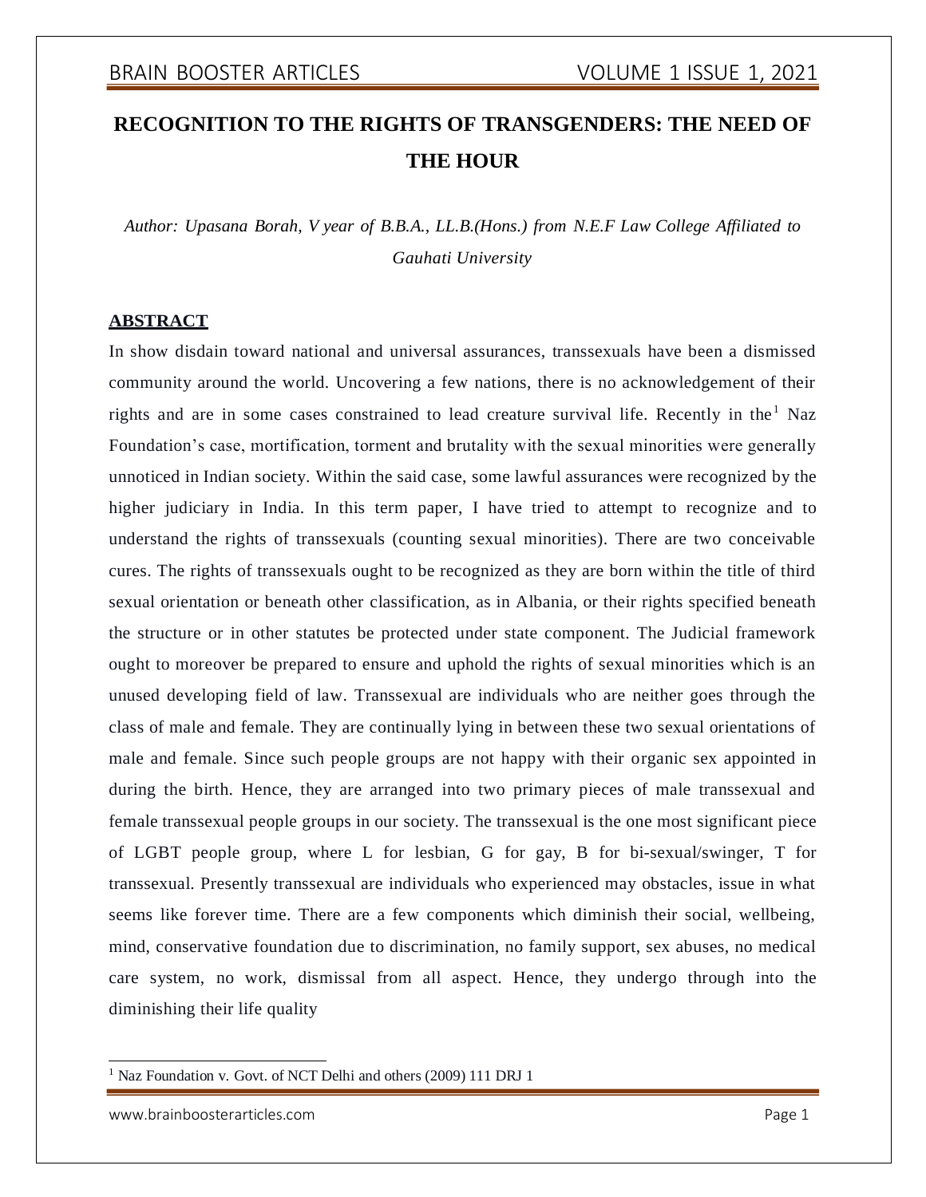# RECOGNITION TO THE RIGHTS OF TRANSGENDERS: THE NEED OF THE HOUR

*Author: Upasana Borah, V year of B.B.A., LL.B.(Hons.) from N.E.F Law College Affiliated to Gauhati University*

## ABSTRACT

In show disdain toward national and universal assurances, transsexuals have been a dismissed community around the world. Uncovering a few nations, there is no acknowledgement of their rights and are in some cases constrained to lead creature survival life. Recently in the[1] Naz Foundation's case, mortification, torment and brutality with the sexual minorities were generally unnoticed in Indian society. Within the said case, some lawful assurances were recognized by the higher judiciary in India. In this term paper, I have tried to attempt to recognize and to understand the rights of transsexuals (counting sexual minorities). There are two conceivable cures. The rights of transsexuals ought to be recognized as they are born within the title of third sexual orientation or beneath other classification, as in Albania, or their rights specified beneath the structure or in other statutes be protected under state component. The Judicial framework ought to moreover be prepared to ensure and uphold the rights of sexual minorities which is an unused developing field of law. Transsexual are individuals who are neither goes through the class of male and female. They are continually lying in between these two sexual orientations of male and female. Since such people groups are not happy with their organic sex appointed in during the birth. Hence, they are arranged into two primary pieces of male transsexual and female transsexual people groups in our society. The transsexual is the one most significant piece of LGBT people group, where L for lesbian, G for gay, B for bi-sexual/swinger, T for transsexual. Presently transsexual are individuals who experienced may obstacles, issue in what seems like forever time. There are a few components which diminish their social, wellbeing, mind, conservative foundation due to discrimination, no family support, sex abuses, no medical care system, no work, dismissal from all aspect. Hence, they undergo through into the diminishing their life quality

---

[1] Naz Foundation v. Govt. of NCT Delhi and others (2009) 111 DRJ 1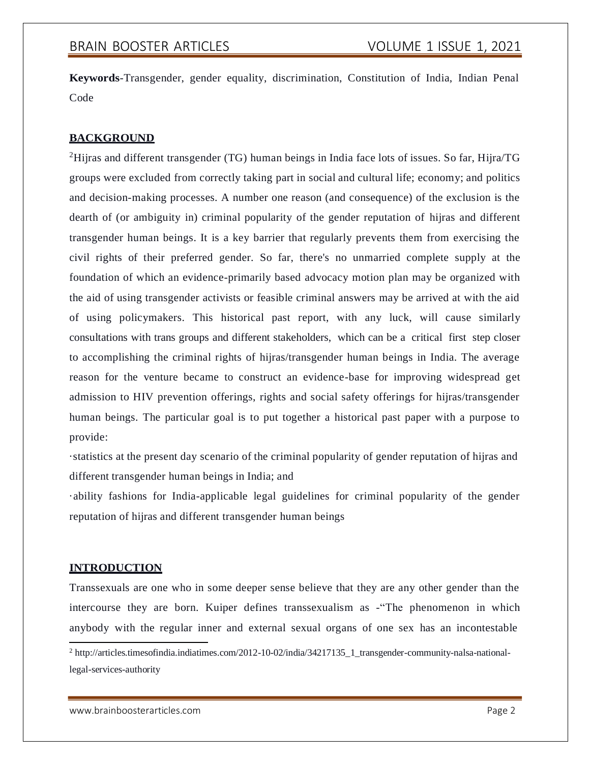**Keywords**-Transgender, gender equality, discrimination, Constitution of India, Indian Penal Code

## BACKGROUND

[2]Hijras and different transgender (TG) human beings in India face lots of issues. So far, Hijra/TG groups were excluded from correctly taking part in social and cultural life; economy; and politics and decision-making processes. A number one reason (and consequence) of the exclusion is the dearth of (or ambiguity in) criminal popularity of the gender reputation of hijras and different transgender human beings. It is a key barrier that regularly prevents them from exercising the civil rights of their preferred gender. So far, there's no unmarried complete supply at the foundation of which an evidence-primarily based advocacy motion plan may be organized with the aid of using transgender activists or feasible criminal answers may be arrived at with the aid of using policymakers. This historical past report, with any luck, will cause similarly consultations with trans groups and different stakeholders, which can be a critical first step closer to accomplishing the criminal rights of hijras/transgender human beings in India. The average reason for the venture became to construct an evidence-base for improving widespread get admission to HIV prevention offerings, rights and social safety offerings for hijras/transgender human beings. The particular goal is to put together a historical past paper with a purpose to provide:

·statistics at the present day scenario of the criminal popularity of gender reputation of hijras and different transgender human beings in India; and

·ability fashions for India-applicable legal guidelines for criminal popularity of the gender reputation of hijras and different transgender human beings

## INTRODUCTION

Transsexuals are one who in some deeper sense believe that they are any other gender than the intercourse they are born. Kuiper defines transsexualism as -"The phenomenon in which anybody with the regular inner and external sexual organs of one sex has an incontestable

[2] http://articles.timesofindia.indiatimes.com/2012-10-02/india/34217135_1_transgender-community-nalsa-national-legal-services-authority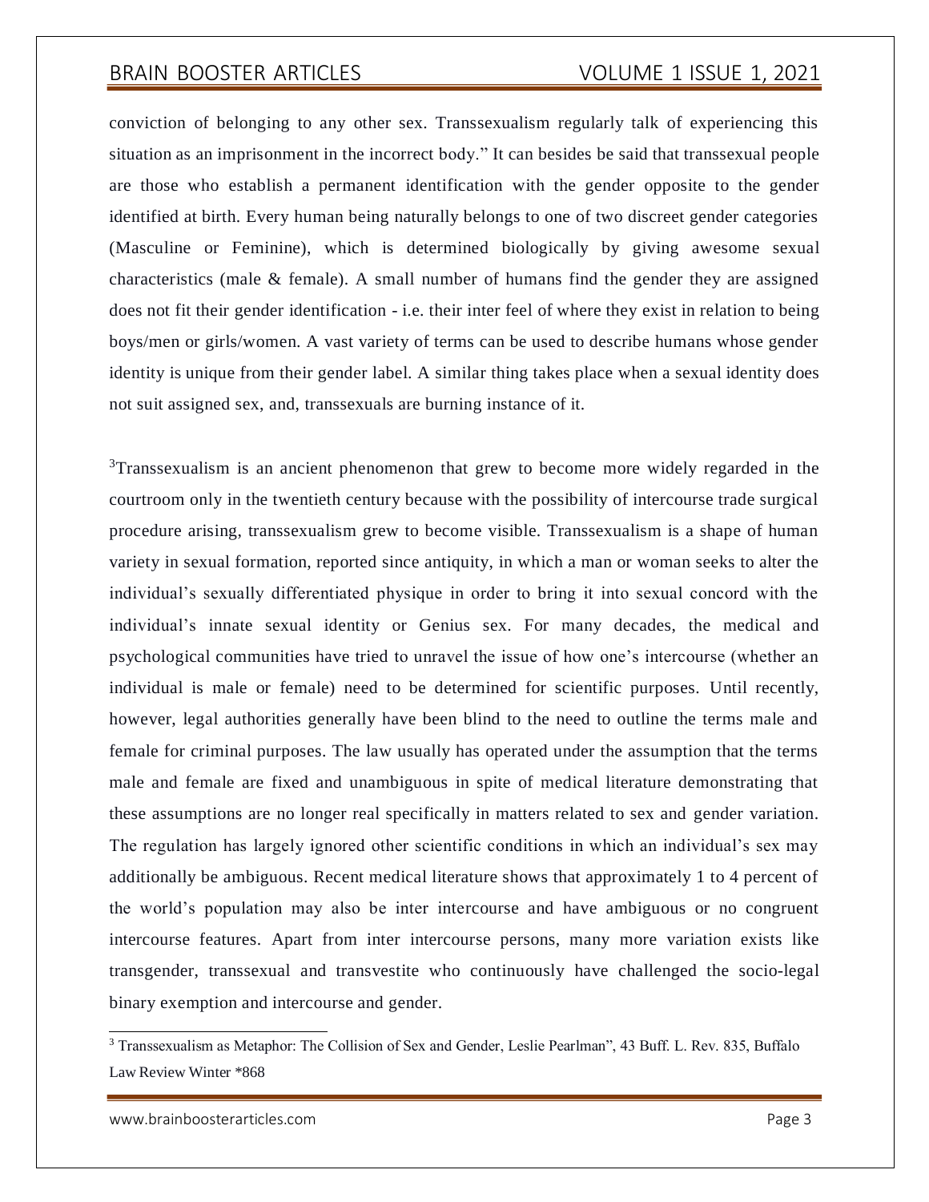conviction of belonging to any other sex. Transsexualism regularly talk of experiencing this situation as an imprisonment in the incorrect body." It can besides be said that transsexual people are those who establish a permanent identification with the gender opposite to the gender identified at birth. Every human being naturally belongs to one of two discreet gender categories (Masculine or Feminine), which is determined biologically by giving awesome sexual characteristics (male & female). A small number of humans find the gender they are assigned does not fit their gender identification - i.e. their inter feel of where they exist in relation to being boys/men or girls/women. A vast variety of terms can be used to describe humans whose gender identity is unique from their gender label. A similar thing takes place when a sexual identity does not suit assigned sex, and, transsexuals are burning instance of it.

[3]Transsexualism is an ancient phenomenon that grew to become more widely regarded in the courtroom only in the twentieth century because with the possibility of intercourse trade surgical procedure arising, transsexualism grew to become visible. Transsexualism is a shape of human variety in sexual formation, reported since antiquity, in which a man or woman seeks to alter the individual's sexually differentiated physique in order to bring it into sexual concord with the individual's innate sexual identity or Genius sex. For many decades, the medical and psychological communities have tried to unravel the issue of how one's intercourse (whether an individual is male or female) need to be determined for scientific purposes. Until recently, however, legal authorities generally have been blind to the need to outline the terms male and female for criminal purposes. The law usually has operated under the assumption that the terms male and female are fixed and unambiguous in spite of medical literature demonstrating that these assumptions are no longer real specifically in matters related to sex and gender variation. The regulation has largely ignored other scientific conditions in which an individual's sex may additionally be ambiguous. Recent medical literature shows that approximately 1 to 4 percent of the world's population may also be inter intercourse and have ambiguous or no congruent intercourse features. Apart from inter intercourse persons, many more variation exists like transgender, transsexual and transvestite who continuously have challenged the socio-legal binary exemption and intercourse and gender.

---

[3] Transsexualism as Metaphor: The Collision of Sex and Gender, Leslie Pearlman", 43 Buff. L. Rev. 835, Buffalo Law Review Winter *868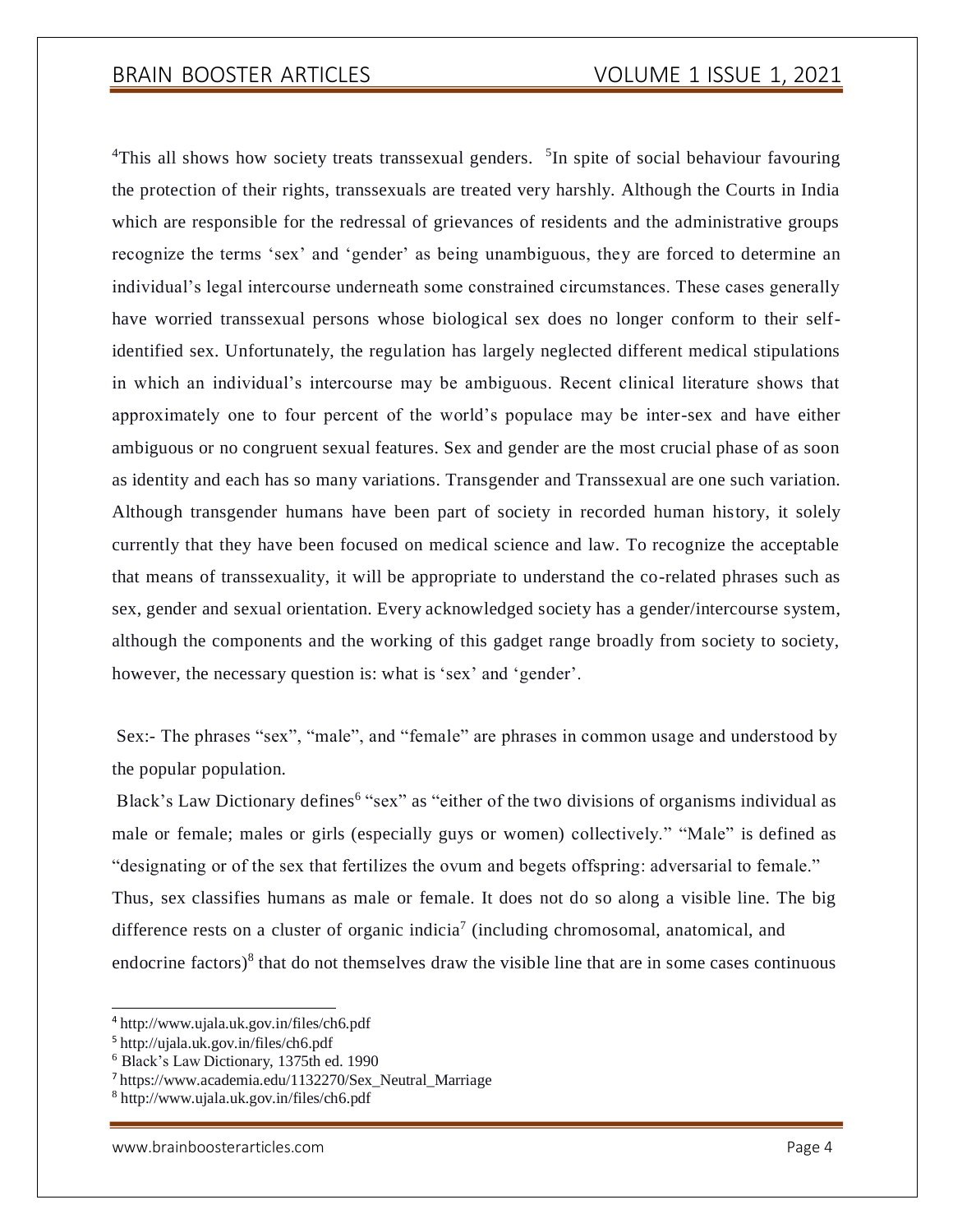[4]This all shows how society treats transsexual genders. [5]In spite of social behaviour favouring the protection of their rights, transsexuals are treated very harshly. Although the Courts in India which are responsible for the redressal of grievances of residents and the administrative groups recognize the terms 'sex' and 'gender' as being unambiguous, they are forced to determine an individual's legal intercourse underneath some constrained circumstances. These cases generally have worried transsexual persons whose biological sex does no longer conform to their self-identified sex. Unfortunately, the regulation has largely neglected different medical stipulations in which an individual's intercourse may be ambiguous. Recent clinical literature shows that approximately one to four percent of the world's populace may be inter-sex and have either ambiguous or no congruent sexual features. Sex and gender are the most crucial phase of as soon as identity and each has so many variations. Transgender and Transsexual are one such variation. Although transgender humans have been part of society in recorded human history, it solely currently that they have been focused on medical science and law. To recognize the acceptable that means of transsexuality, it will be appropriate to understand the co-related phrases such as sex, gender and sexual orientation. Every acknowledged society has a gender/intercourse system, although the components and the working of this gadget range broadly from society to society, however, the necessary question is: what is 'sex' and 'gender'.

Sex:- The phrases "sex", "male", and "female" are phrases in common usage and understood by the popular population.

Black's Law Dictionary defines[6] "sex" as "either of the two divisions of organisms individual as male or female; males or girls (especially guys or women) collectively." "Male" is defined as "designating or of the sex that fertilizes the ovum and begets offspring: adversarial to female." Thus, sex classifies humans as male or female. It does not do so along a visible line. The big difference rests on a cluster of organic indicia[7] (including chromosomal, anatomical, and endocrine factors)[8] that do not themselves draw the visible line that are in some cases continuous

---

[4] http://www.ujala.uk.gov.in/files/ch6.pdf

[5] http://ujala.uk.gov.in/files/ch6.pdf

[6] Black's Law Dictionary, 1375th ed. 1990

[7] https://www.academia.edu/1132270/Sex_Neutral_Marriage

[8] http://www.ujala.uk.gov.in/files/ch6.pdf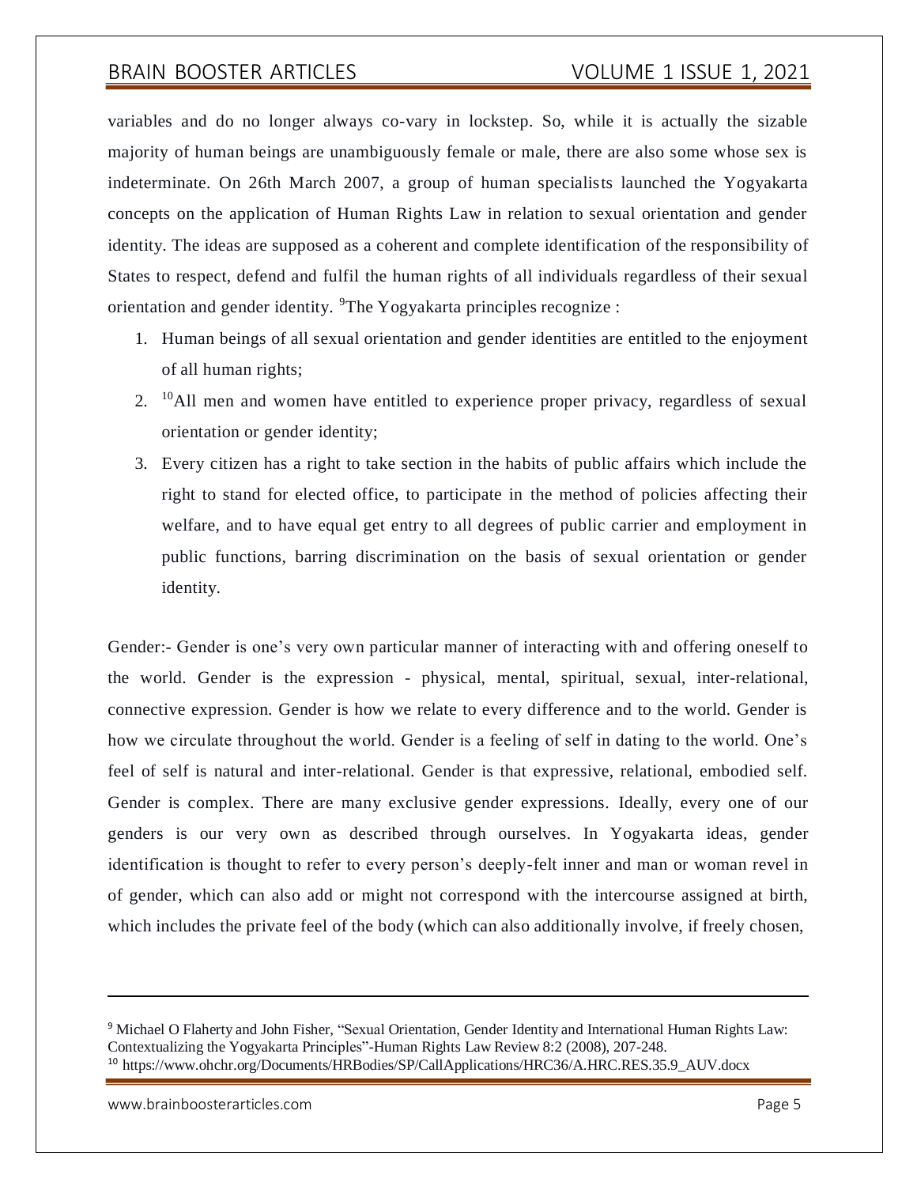variables and do no longer always co-vary in lockstep. So, while it is actually the sizable majority of human beings are unambiguously female or male, there are also some whose sex is indeterminate. On 26th March 2007, a group of human specialists launched the Yogyakarta concepts on the application of Human Rights Law in relation to sexual orientation and gender identity. The ideas are supposed as a coherent and complete identification of the responsibility of States to respect, defend and fulfil the human rights of all individuals regardless of their sexual orientation and gender identity. [9]The Yogyakarta principles recognize :

1. Human beings of all sexual orientation and gender identities are entitled to the enjoyment of all human rights;
2. [10]All men and women have entitled to experience proper privacy, regardless of sexual orientation or gender identity;
3. Every citizen has a right to take section in the habits of public affairs which include the right to stand for elected office, to participate in the method of policies affecting their welfare, and to have equal get entry to all degrees of public carrier and employment in public functions, barring discrimination on the basis of sexual orientation or gender identity.

Gender:- Gender is one's very own particular manner of interacting with and offering oneself to the world. Gender is the expression - physical, mental, spiritual, sexual, inter-relational, connective expression. Gender is how we relate to every difference and to the world. Gender is how we circulate throughout the world. Gender is a feeling of self in dating to the world. One's feel of self is natural and inter-relational. Gender is that expressive, relational, embodied self. Gender is complex. There are many exclusive gender expressions. Ideally, every one of our genders is our very own as described through ourselves. In Yogyakarta ideas, gender identification is thought to refer to every person's deeply-felt inner and man or woman revel in of gender, which can also add or might not correspond with the intercourse assigned at birth, which includes the private feel of the body (which can also additionally involve, if freely chosen,

---

[9] Michael O Flaherty and John Fisher, "Sexual Orientation, Gender Identity and International Human Rights Law: Contextualizing the Yogyakarta Principles"-Human Rights Law Review 8:2 (2008), 207-248.

[10] https://www.ohchr.org/Documents/HRBodies/SP/CallApplications/HRC36/A.HRC.RES.35.9_AUV.docx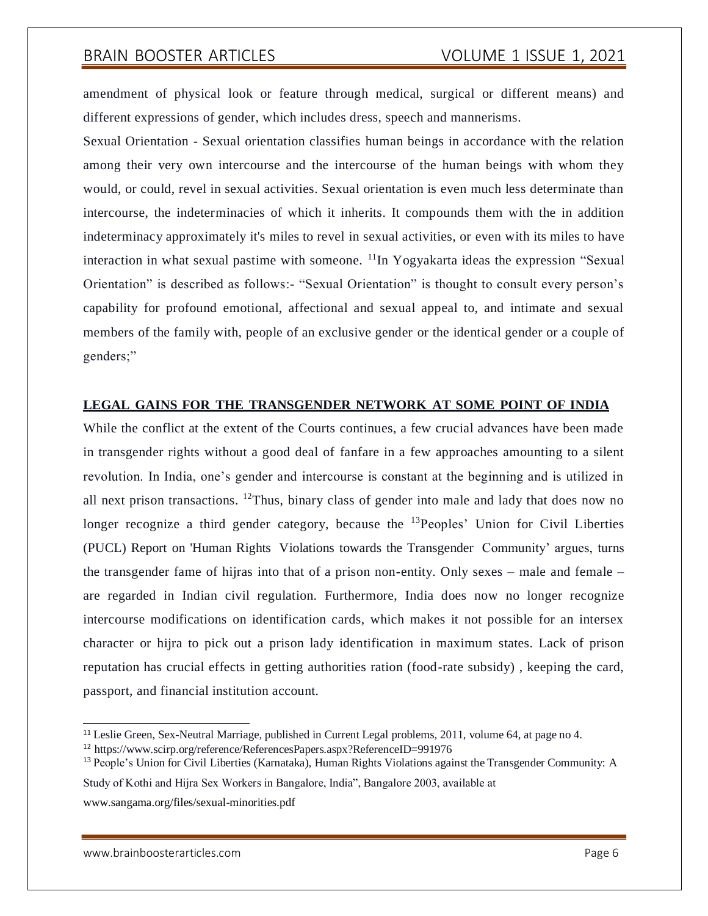amendment of physical look or feature through medical, surgical or different means) and different expressions of gender, which includes dress, speech and mannerisms.

Sexual Orientation - Sexual orientation classifies human beings in accordance with the relation among their very own intercourse and the intercourse of the human beings with whom they would, or could, revel in sexual activities. Sexual orientation is even much less determinate than intercourse, the indeterminacies of which it inherits. It compounds them with the in addition indeterminacy approximately it's miles to revel in sexual activities, or even with its miles to have interaction in what sexual pastime with someone. [11]In Yogyakarta ideas the expression "Sexual Orientation" is described as follows:- "Sexual Orientation" is thought to consult every person's capability for profound emotional, affectional and sexual appeal to, and intimate and sexual members of the family with, people of an exclusive gender or the identical gender or a couple of genders;"

## LEGAL GAINS FOR THE TRANSGENDER NETWORK AT SOME POINT OF INDIA

While the conflict at the extent of the Courts continues, a few crucial advances have been made in transgender rights without a good deal of fanfare in a few approaches amounting to a silent revolution. In India, one's gender and intercourse is constant at the beginning and is utilized in all next prison transactions. [12]Thus, binary class of gender into male and lady that does now no longer recognize a third gender category, because the [13]Peoples' Union for Civil Liberties (PUCL) Report on 'Human Rights Violations towards the Transgender Community' argues, turns the transgender fame of hijras into that of a prison non-entity. Only sexes – male and female – are regarded in Indian civil regulation. Furthermore, India does now no longer recognize intercourse modifications on identification cards, which makes it not possible for an intersex character or hijra to pick out a prison lady identification in maximum states. Lack of prison reputation has crucial effects in getting authorities ration (food-rate subsidy) , keeping the card, passport, and financial institution account.

---

[11] Leslie Green, Sex-Neutral Marriage, published in Current Legal problems, 2011, volume 64, at page no 4.

[12] https://www.scirp.org/reference/ReferencesPapers.aspx?ReferenceID=991976

[13] People's Union for Civil Liberties (Karnataka), Human Rights Violations against the Transgender Community: A Study of Kothi and Hijra Sex Workers in Bangalore, India", Bangalore 2003, available at www.sangama.org/files/sexual-minorities.pdf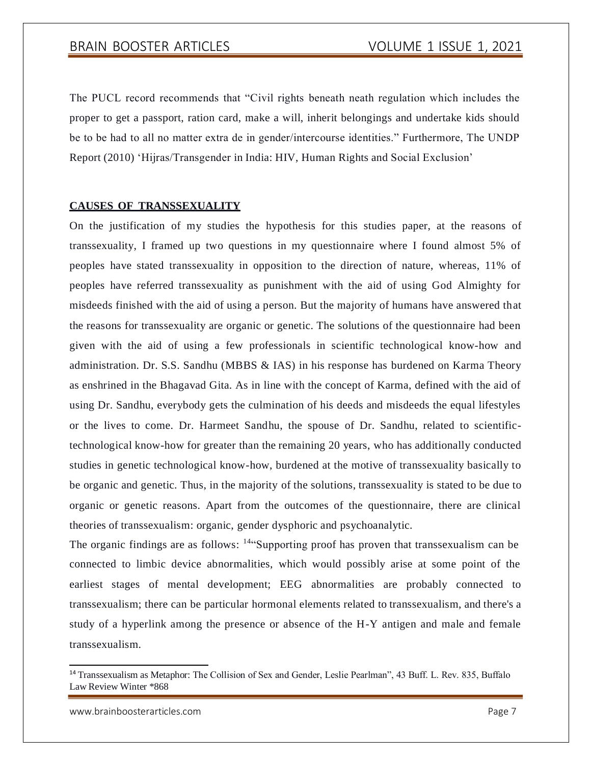The PUCL record recommends that "Civil rights beneath neath regulation which includes the proper to get a passport, ration card, make a will, inherit belongings and undertake kids should be to be had to all no matter extra de in gender/intercourse identities." Furthermore, The UNDP Report (2010) 'Hijras/Transgender in India: HIV, Human Rights and Social Exclusion'

**CAUSES OF TRANSSEXUALITY**

On the justification of my studies the hypothesis for this studies paper, at the reasons of transsexuality, I framed up two questions in my questionnaire where I found almost 5% of peoples have stated transsexuality in opposition to the direction of nature, whereas, 11% of peoples have referred transsexuality as punishment with the aid of using God Almighty for misdeeds finished with the aid of using a person. But the majority of humans have answered that the reasons for transsexuality are organic or genetic. The solutions of the questionnaire had been given with the aid of using a few professionals in scientific technological know-how and administration. Dr. S.S. Sandhu (MBBS & IAS) in his response has burdened on Karma Theory as enshrined in the Bhagavad Gita. As in line with the concept of Karma, defined with the aid of using Dr. Sandhu, everybody gets the culmination of his deeds and misdeeds the equal lifestyles or the lives to come. Dr. Harmeet Sandhu, the spouse of Dr. Sandhu, related to scientific-technological know-how for greater than the remaining 20 years, who has additionally conducted studies in genetic technological know-how, burdened at the motive of transsexuality basically to be organic and genetic. Thus, in the majority of the solutions, transsexuality is stated to be due to organic or genetic reasons. Apart from the outcomes of the questionnaire, there are clinical theories of transsexualism: organic, gender dysphoric and psychoanalytic.

The organic findings are as follows: [14]"Supporting proof has proven that transsexualism can be connected to limbic device abnormalities, which would possibly arise at some point of the earliest stages of mental development; EEG abnormalities are probably connected to transsexualism; there can be particular hormonal elements related to transsexualism, and there's a study of a hyperlink among the presence or absence of the H-Y antigen and male and female transsexualism.

[14] Transsexualism as Metaphor: The Collision of Sex and Gender, Leslie Pearlman", 43 Buff. L. Rev. 835, Buffalo Law Review Winter *868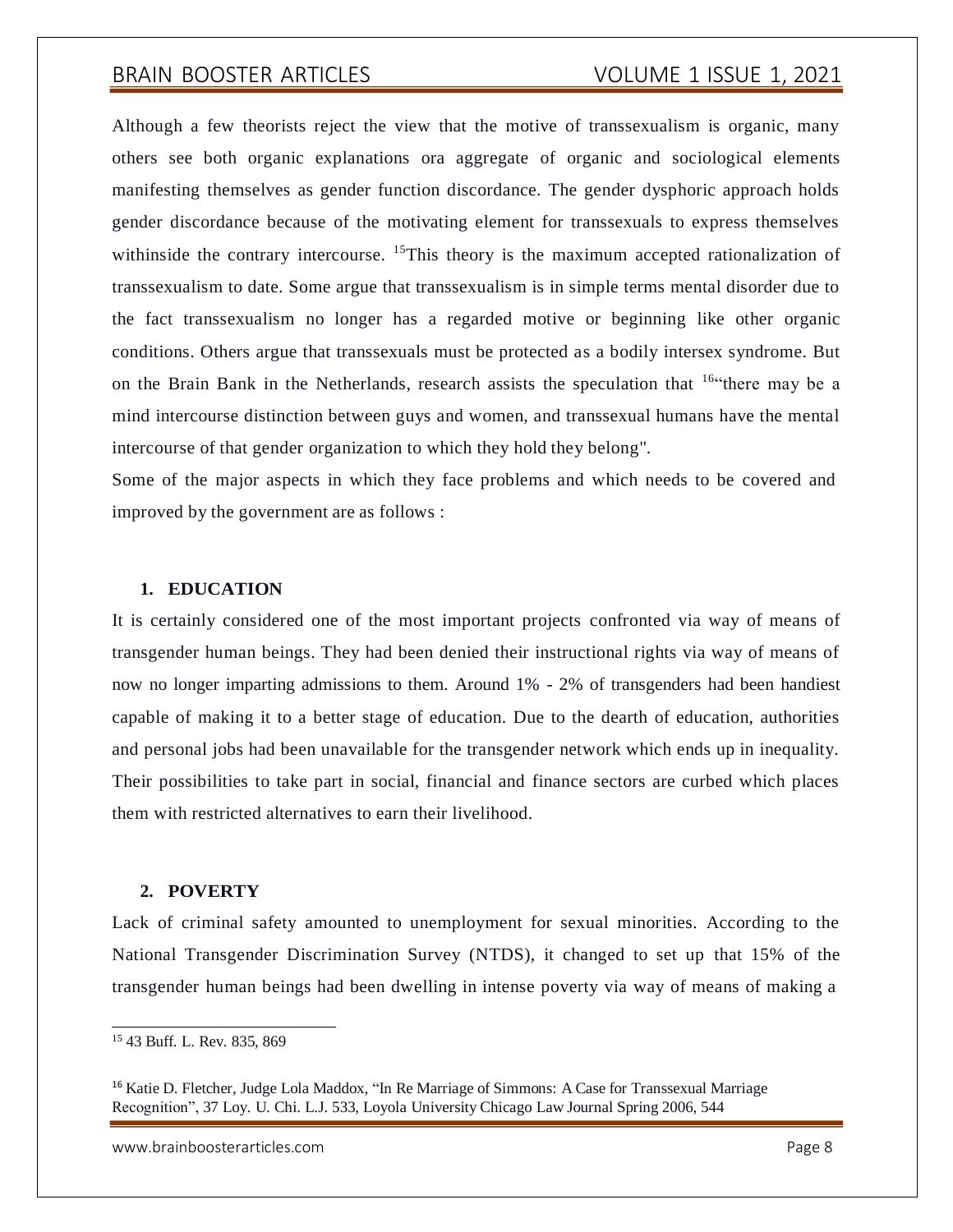Although a few theorists reject the view that the motive of transsexualism is organic, many others see both organic explanations ora aggregate of organic and sociological elements manifesting themselves as gender function discordance. The gender dysphoric approach holds gender discordance because of the motivating element for transsexuals to express themselves withinside the contrary intercourse. [15]This theory is the maximum accepted rationalization of transsexualism to date. Some argue that transsexualism is in simple terms mental disorder due to the fact transsexualism no longer has a regarded motive or beginning like other organic conditions. Others argue that transsexuals must be protected as a bodily intersex syndrome. But on the Brain Bank in the Netherlands, research assists the speculation that [16]"there may be a mind intercourse distinction between guys and women, and transsexual humans have the mental intercourse of that gender organization to which they hold they belong".

Some of the major aspects in which they face problems and which needs to be covered and improved by the government are as follows :

**1. EDUCATION**

It is certainly considered one of the most important projects confronted via way of means of transgender human beings. They had been denied their instructional rights via way of means of now no longer imparting admissions to them. Around 1% - 2% of transgenders had been handiest capable of making it to a better stage of education. Due to the dearth of education, authorities and personal jobs had been unavailable for the transgender network which ends up in inequality. Their possibilities to take part in social, financial and finance sectors are curbed which places them with restricted alternatives to earn their livelihood.

**2. POVERTY**

Lack of criminal safety amounted to unemployment for sexual minorities. According to the National Transgender Discrimination Survey (NTDS), it changed to set up that 15% of the transgender human beings had been dwelling in intense poverty via way of means of making a

---

[15] 43 Buff. L. Rev. 835, 869

[16] Katie D. Fletcher, Judge Lola Maddox, "In Re Marriage of Simmons: A Case for Transsexual Marriage Recognition", 37 Loy. U. Chi. L.J. 533, Loyola University Chicago Law Journal Spring 2006, 544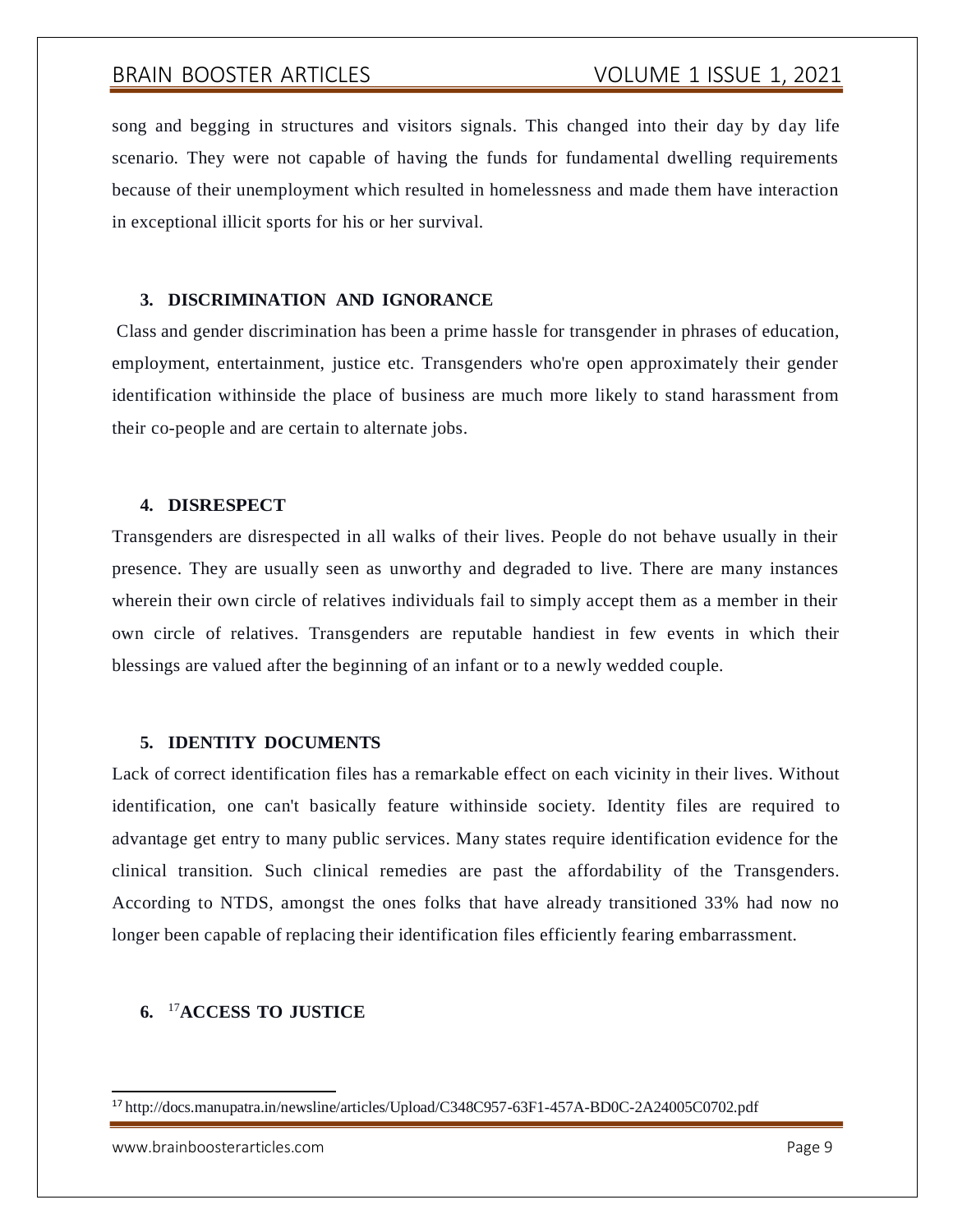song and begging in structures and visitors signals. This changed into their day by day life scenario. They were not capable of having the funds for fundamental dwelling requirements because of their unemployment which resulted in homelessness and made them have interaction in exceptional illicit sports for his or her survival.

### 3. DISCRIMINATION AND IGNORANCE

Class and gender discrimination has been a prime hassle for transgender in phrases of education, employment, entertainment, justice etc. Transgenders who're open approximately their gender identification withinside the place of business are much more likely to stand harassment from their co-people and are certain to alternate jobs.

### 4. DISRESPECT

Transgenders are disrespected in all walks of their lives. People do not behave usually in their presence. They are usually seen as unworthy and degraded to live. There are many instances wherein their own circle of relatives individuals fail to simply accept them as a member in their own circle of relatives. Transgenders are reputable handiest in few events in which their blessings are valued after the beginning of an infant or to a newly wedded couple.

### 5. IDENTITY DOCUMENTS

Lack of correct identification files has a remarkable effect on each vicinity in their lives. Without identification, one can't basically feature withinside society. Identity files are required to advantage get entry to many public services. Many states require identification evidence for the clinical transition. Such clinical remedies are past the affordability of the Transgenders. According to NTDS, amongst the ones folks that have already transitioned 33% had now no longer been capable of replacing their identification files efficiently fearing embarrassment.

### 6. [17]ACCESS TO JUSTICE

---

[17] http://docs.manupatra.in/newsline/articles/Upload/C348C957-63F1-457A-BD0C-2A24005C0702.pdf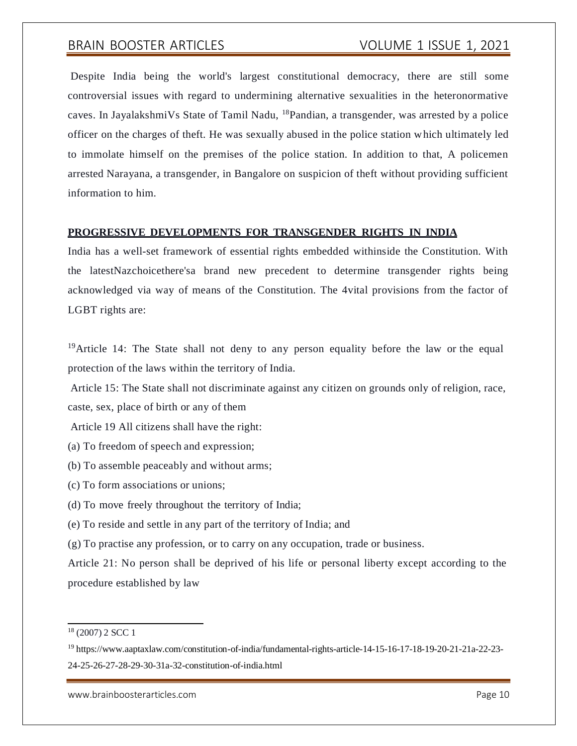Despite India being the world's largest constitutional democracy, there are still some controversial issues with regard to undermining alternative sexualities in the heteronormative caves. In JayalakshmiVs State of Tamil Nadu, [18]Pandian, a transgender, was arrested by a police officer on the charges of theft. He was sexually abused in the police station which ultimately led to immolate himself on the premises of the police station. In addition to that, A policemen arrested Narayana, a transgender, in Bangalore on suspicion of theft without providing sufficient information to him.

## **PROGRESSIVE DEVELOPMENTS FOR TRANSGENDER RIGHTS IN INDIA**

India has a well-set framework of essential rights embedded withinside the Constitution. With the latestNazchoicethere'sa brand new precedent to determine transgender rights being acknowledged via way of means of the Constitution. The 4vital provisions from the factor of LGBT rights are:

[19]Article 14: The State shall not deny to any person equality before the law or the equal protection of the laws within the territory of India.

Article 15: The State shall not discriminate against any citizen on grounds only of religion, race, caste, sex, place of birth or any of them

Article 19 All citizens shall have the right:

(a) To freedom of speech and expression;

(b) To assemble peaceably and without arms;

(c) To form associations or unions;

(d) To move freely throughout the territory of India;

(e) To reside and settle in any part of the territory of India; and

(g) To practise any profession, or to carry on any occupation, trade or business.

Article 21: No person shall be deprived of his life or personal liberty except according to the procedure established by law

---

[18] (2007) 2 SCC 1

[19] https://www.aaptaxlaw.com/constitution-of-india/fundamental-rights-article-14-15-16-17-18-19-20-21-21a-22-23-24-25-26-27-28-29-30-31a-32-constitution-of-india.html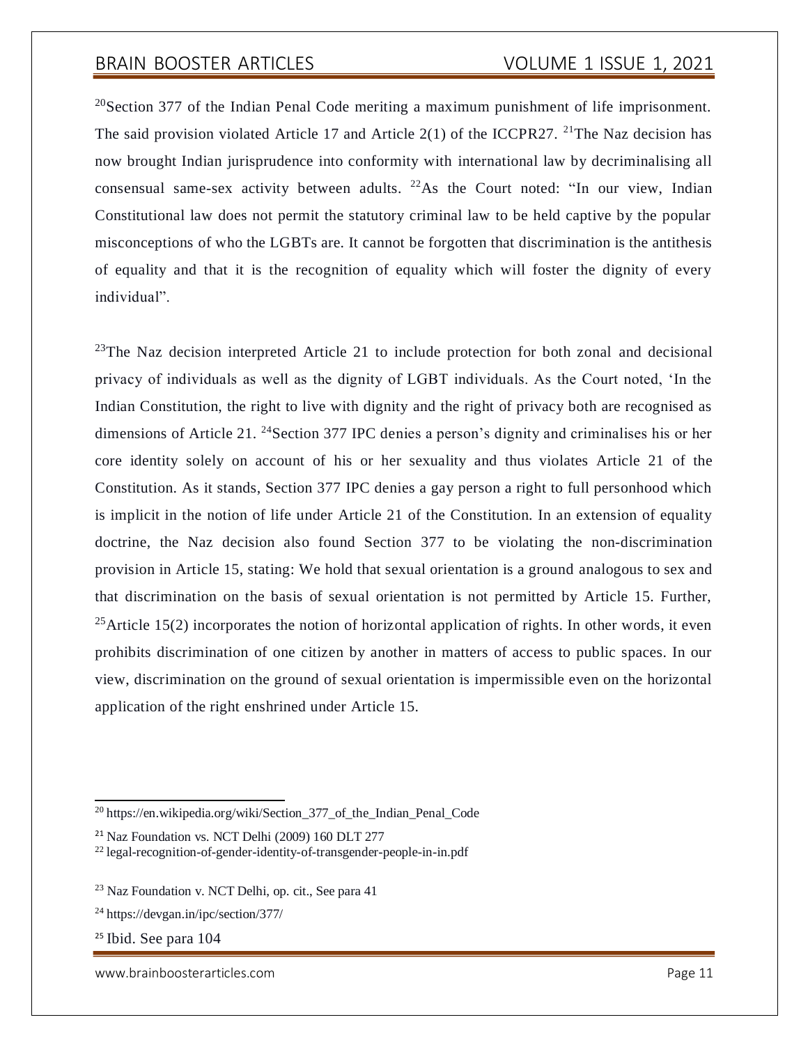[20]Section 377 of the Indian Penal Code meriting a maximum punishment of life imprisonment. The said provision violated Article 17 and Article 2(1) of the ICCPR27. [21]The Naz decision has now brought Indian jurisprudence into conformity with international law by decriminalising all consensual same-sex activity between adults. [22]As the Court noted: "In our view, Indian Constitutional law does not permit the statutory criminal law to be held captive by the popular misconceptions of who the LGBTs are. It cannot be forgotten that discrimination is the antithesis of equality and that it is the recognition of equality which will foster the dignity of every individual".

[23]The Naz decision interpreted Article 21 to include protection for both zonal and decisional privacy of individuals as well as the dignity of LGBT individuals. As the Court noted, 'In the Indian Constitution, the right to live with dignity and the right of privacy both are recognised as dimensions of Article 21. [24]Section 377 IPC denies a person's dignity and criminalises his or her core identity solely on account of his or her sexuality and thus violates Article 21 of the Constitution. As it stands, Section 377 IPC denies a gay person a right to full personhood which is implicit in the notion of life under Article 21 of the Constitution. In an extension of equality doctrine, the Naz decision also found Section 377 to be violating the non-discrimination provision in Article 15, stating: We hold that sexual orientation is a ground analogous to sex and that discrimination on the basis of sexual orientation is not permitted by Article 15. Further, [25]Article 15(2) incorporates the notion of horizontal application of rights. In other words, it even prohibits discrimination of one citizen by another in matters of access to public spaces. In our view, discrimination on the ground of sexual orientation is impermissible even on the horizontal application of the right enshrined under Article 15.

---

[20] https://en.wikipedia.org/wiki/Section_377_of_the_Indian_Penal_Code

[21] Naz Foundation vs. NCT Delhi (2009) 160 DLT 277

[22] legal-recognition-of-gender-identity-of-transgender-people-in-in.pdf

[23] Naz Foundation v. NCT Delhi, op. cit., See para 41

[24] https://devgan.in/ipc/section/377/

[25] Ibid. See para 104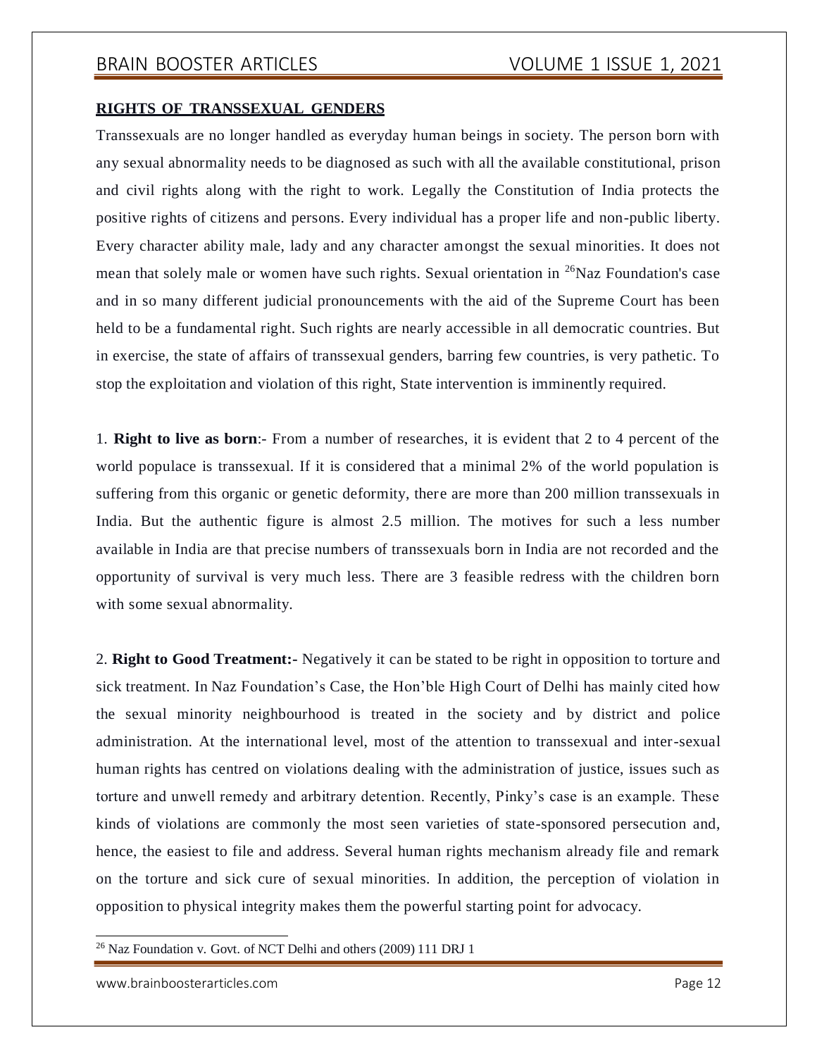**RIGHTS OF TRANSSEXUAL GENDERS**

Transsexuals are no longer handled as everyday human beings in society. The person born with any sexual abnormality needs to be diagnosed as such with all the available constitutional, prison and civil rights along with the right to work. Legally the Constitution of India protects the positive rights of citizens and persons. Every individual has a proper life and non-public liberty. Every character ability male, lady and any character amongst the sexual minorities. It does not mean that solely male or women have such rights. Sexual orientation in [26]Naz Foundation's case and in so many different judicial pronouncements with the aid of the Supreme Court has been held to be a fundamental right. Such rights are nearly accessible in all democratic countries. But in exercise, the state of affairs of transsexual genders, barring few countries, is very pathetic. To stop the exploitation and violation of this right, State intervention is imminently required.

1. **Right to live as born**:- From a number of researches, it is evident that 2 to 4 percent of the world populace is transsexual. If it is considered that a minimal 2% of the world population is suffering from this organic or genetic deformity, there are more than 200 million transsexuals in India. But the authentic figure is almost 2.5 million. The motives for such a less number available in India are that precise numbers of transsexuals born in India are not recorded and the opportunity of survival is very much less. There are 3 feasible redress with the children born with some sexual abnormality.

2. **Right to Good Treatment:-** Negatively it can be stated to be right in opposition to torture and sick treatment. In Naz Foundation's Case, the Hon'ble High Court of Delhi has mainly cited how the sexual minority neighbourhood is treated in the society and by district and police administration. At the international level, most of the attention to transsexual and inter-sexual human rights has centred on violations dealing with the administration of justice, issues such as torture and unwell remedy and arbitrary detention. Recently, Pinky's case is an example. These kinds of violations are commonly the most seen varieties of state-sponsored persecution and, hence, the easiest to file and address. Several human rights mechanism already file and remark on the torture and sick cure of sexual minorities. In addition, the perception of violation in opposition to physical integrity makes them the powerful starting point for advocacy.

---

[26] Naz Foundation v. Govt. of NCT Delhi and others (2009) 111 DRJ 1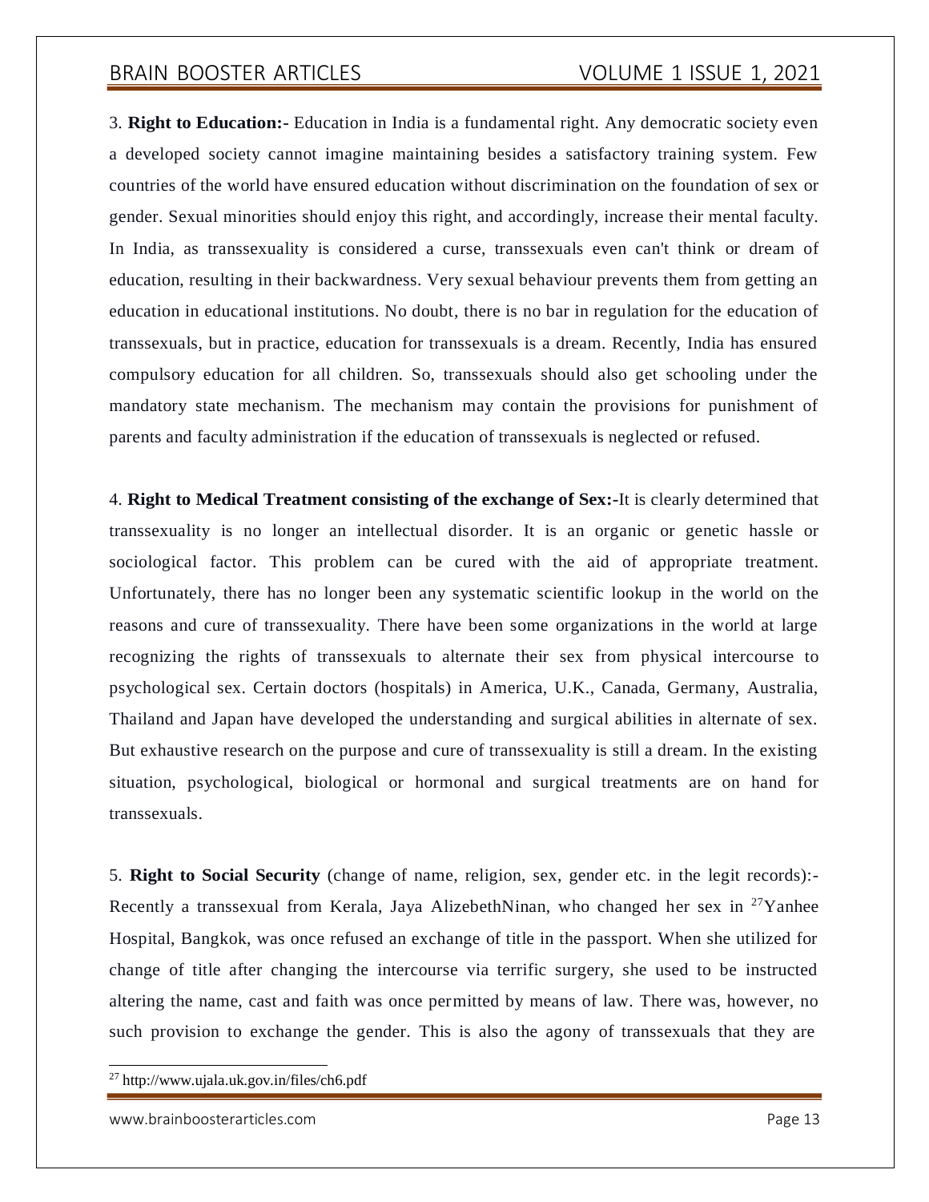3. **Right to Education:-** Education in India is a fundamental right. Any democratic society even a developed society cannot imagine maintaining besides a satisfactory training system. Few countries of the world have ensured education without discrimination on the foundation of sex or gender. Sexual minorities should enjoy this right, and accordingly, increase their mental faculty. In India, as transsexuality is considered a curse, transsexuals even can't think or dream of education, resulting in their backwardness. Very sexual behaviour prevents them from getting an education in educational institutions. No doubt, there is no bar in regulation for the education of transsexuals, but in practice, education for transsexuals is a dream. Recently, India has ensured compulsory education for all children. So, transsexuals should also get schooling under the mandatory state mechanism. The mechanism may contain the provisions for punishment of parents and faculty administration if the education of transsexuals is neglected or refused.

4. **Right to Medical Treatment consisting of the exchange of Sex:-**It is clearly determined that transsexuality is no longer an intellectual disorder. It is an organic or genetic hassle or sociological factor. This problem can be cured with the aid of appropriate treatment. Unfortunately, there has no longer been any systematic scientific lookup in the world on the reasons and cure of transsexuality. There have been some organizations in the world at large recognizing the rights of transsexuals to alternate their sex from physical intercourse to psychological sex. Certain doctors (hospitals) in America, U.K., Canada, Germany, Australia, Thailand and Japan have developed the understanding and surgical abilities in alternate of sex. But exhaustive research on the purpose and cure of transsexuality is still a dream. In the existing situation, psychological, biological or hormonal and surgical treatments are on hand for transsexuals.

5. **Right to Social Security** (change of name, religion, sex, gender etc. in the legit records):- Recently a transsexual from Kerala, Jaya AlizebethNinan, who changed her sex in [27]Yanhee Hospital, Bangkok, was once refused an exchange of title in the passport. When she utilized for change of title after changing the intercourse via terrific surgery, she used to be instructed altering the name, cast and faith was once permitted by means of law. There was, however, no such provision to exchange the gender. This is also the agony of transsexuals that they are

[27] http://www.ujala.uk.gov.in/files/ch6.pdf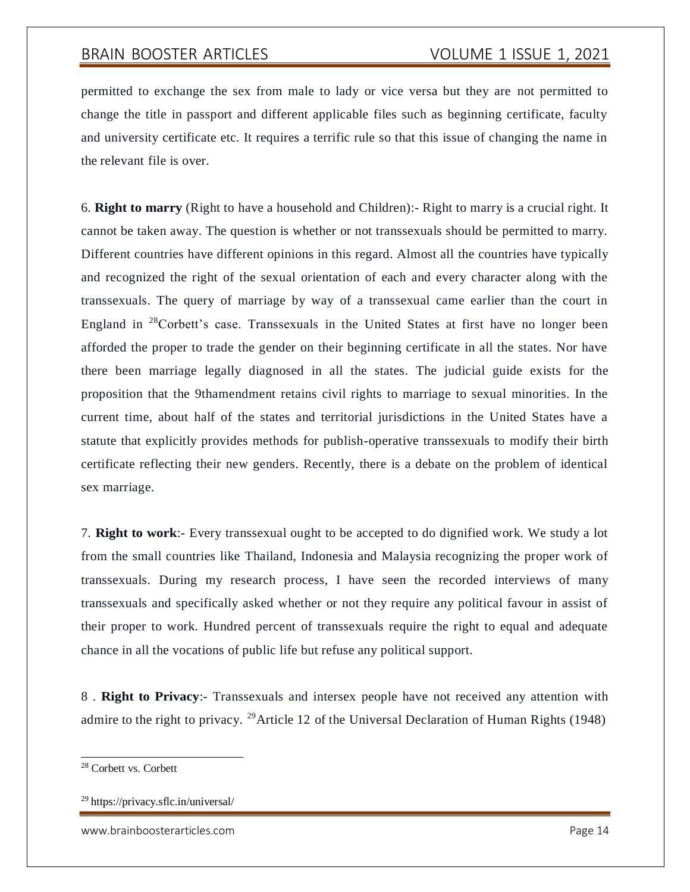permitted to exchange the sex from male to lady or vice versa but they are not permitted to change the title in passport and different applicable files such as beginning certificate, faculty and university certificate etc. It requires a terrific rule so that this issue of changing the name in the relevant file is over.

6. **Right to marry** (Right to have a household and Children):- Right to marry is a crucial right. It cannot be taken away. The question is whether or not transsexuals should be permitted to marry. Different countries have different opinions in this regard. Almost all the countries have typically and recognized the right of the sexual orientation of each and every character along with the transsexuals. The query of marriage by way of a transsexual came earlier than the court in England in [28]Corbett's case. Transsexuals in the United States at first have no longer been afforded the proper to trade the gender on their beginning certificate in all the states. Nor have there been marriage legally diagnosed in all the states. The judicial guide exists for the proposition that the 9thamendment retains civil rights to marriage to sexual minorities. In the current time, about half of the states and territorial jurisdictions in the United States have a statute that explicitly provides methods for publish-operative transsexuals to modify their birth certificate reflecting their new genders. Recently, there is a debate on the problem of identical sex marriage.

7. **Right to work**:- Every transsexual ought to be accepted to do dignified work. We study a lot from the small countries like Thailand, Indonesia and Malaysia recognizing the proper work of transsexuals. During my research process, I have seen the recorded interviews of many transsexuals and specifically asked whether or not they require any political favour in assist of their proper to work. Hundred percent of transsexuals require the right to equal and adequate chance in all the vocations of public life but refuse any political support.

8 . **Right to Privacy**:- Transsexuals and intersex people have not received any attention with admire to the right to privacy. [29]Article 12 of the Universal Declaration of Human Rights (1948)

---

[28] Corbett vs. Corbett

[29] https://privacy.sflc.in/universal/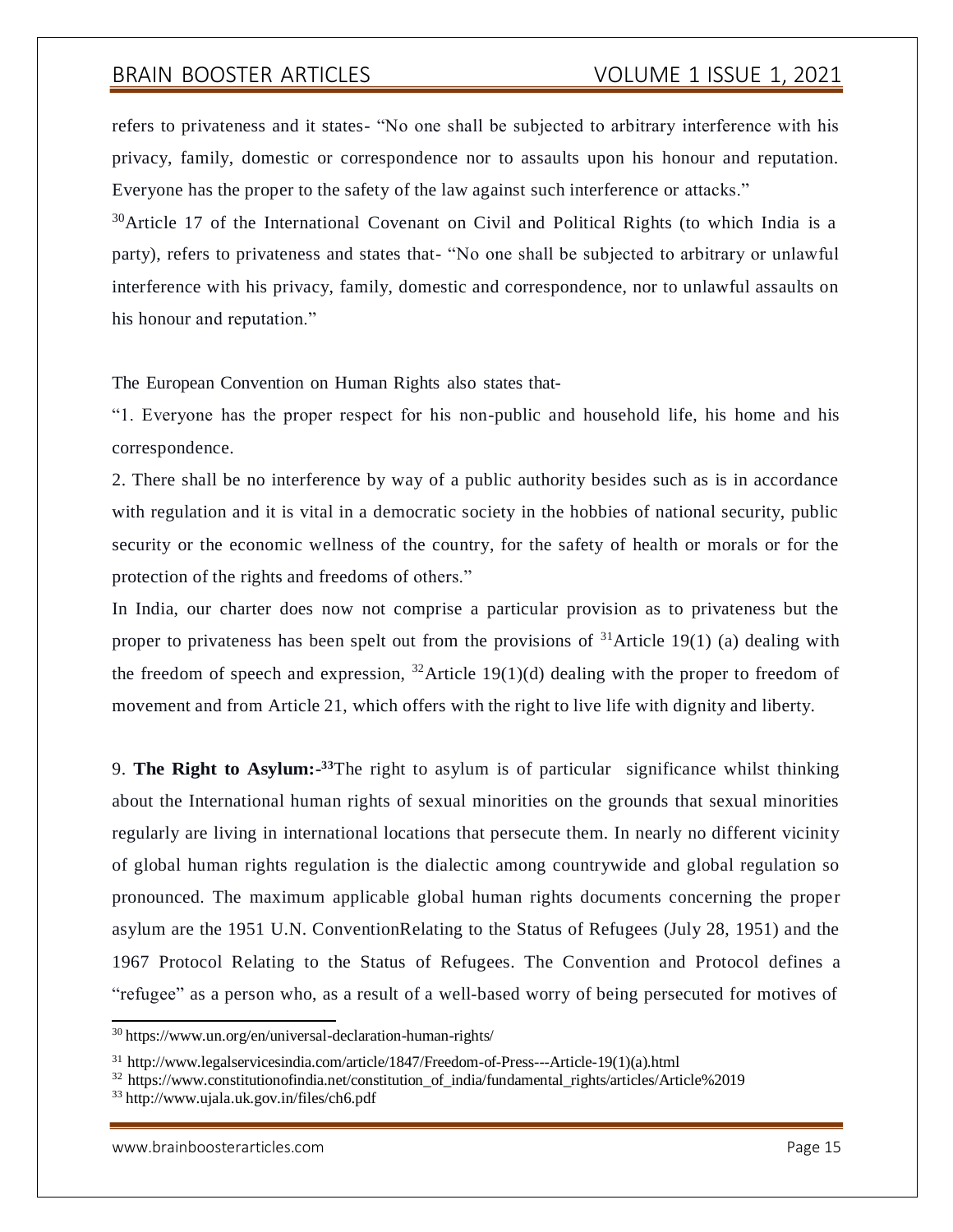refers to privateness and it states- "No one shall be subjected to arbitrary interference with his privacy, family, domestic or correspondence nor to assaults upon his honour and reputation. Everyone has the proper to the safety of the law against such interference or attacks."

[30]Article 17 of the International Covenant on Civil and Political Rights (to which India is a party), refers to privateness and states that- "No one shall be subjected to arbitrary or unlawful interference with his privacy, family, domestic and correspondence, nor to unlawful assaults on his honour and reputation."

The European Convention on Human Rights also states that-

"1. Everyone has the proper respect for his non-public and household life, his home and his correspondence.

2. There shall be no interference by way of a public authority besides such as is in accordance with regulation and it is vital in a democratic society in the hobbies of national security, public security or the economic wellness of the country, for the safety of health or morals or for the protection of the rights and freedoms of others."

In India, our charter does now not comprise a particular provision as to privateness but the proper to privateness has been spelt out from the provisions of [31]Article 19(1) (a) dealing with the freedom of speech and expression, [32]Article 19(1)(d) dealing with the proper to freedom of movement and from Article 21, which offers with the right to live life with dignity and liberty.

9. **The Right to Asylum:-[33]**The right to asylum is of particular significance whilst thinking about the International human rights of sexual minorities on the grounds that sexual minorities regularly are living in international locations that persecute them. In nearly no different vicinity of global human rights regulation is the dialectic among countrywide and global regulation so pronounced. The maximum applicable global human rights documents concerning the proper asylum are the 1951 U.N. ConventionRelating to the Status of Refugees (July 28, 1951) and the 1967 Protocol Relating to the Status of Refugees. The Convention and Protocol defines a "refugee" as a person who, as a result of a well-based worry of being persecuted for motives of

---

[30] https://www.un.org/en/universal-declaration-human-rights/

[31] http://www.legalservicesindia.com/article/1847/Freedom-of-Press---Article-19(1)(a).html

[32] https://www.constitutionofindia.net/constitution_of_india/fundamental_rights/articles/Article%2019

[33] http://www.ujala.uk.gov.in/files/ch6.pdf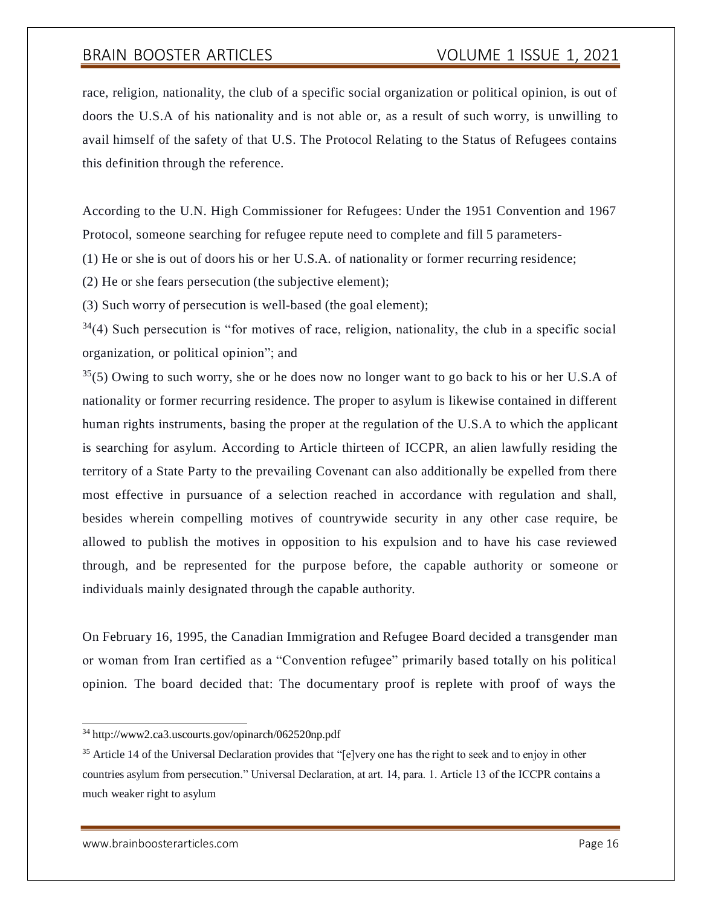race, religion, nationality, the club of a specific social organization or political opinion, is out of doors the U.S.A of his nationality and is not able or, as a result of such worry, is unwilling to avail himself of the safety of that U.S. The Protocol Relating to the Status of Refugees contains this definition through the reference.

According to the U.N. High Commissioner for Refugees: Under the 1951 Convention and 1967 Protocol, someone searching for refugee repute need to complete and fill 5 parameters-

(1) He or she is out of doors his or her U.S.A. of nationality or former recurring residence;

(2) He or she fears persecution (the subjective element);

(3) Such worry of persecution is well-based (the goal element);

[34](4) Such persecution is "for motives of race, religion, nationality, the club in a specific social organization, or political opinion"; and

[35](5) Owing to such worry, she or he does now no longer want to go back to his or her U.S.A of nationality or former recurring residence. The proper to asylum is likewise contained in different human rights instruments, basing the proper at the regulation of the U.S.A to which the applicant is searching for asylum. According to Article thirteen of ICCPR, an alien lawfully residing the territory of a State Party to the prevailing Covenant can also additionally be expelled from there most effective in pursuance of a selection reached in accordance with regulation and shall, besides wherein compelling motives of countrywide security in any other case require, be allowed to publish the motives in opposition to his expulsion and to have his case reviewed through, and be represented for the purpose before, the capable authority or someone or individuals mainly designated through the capable authority.

On February 16, 1995, the Canadian Immigration and Refugee Board decided a transgender man or woman from Iran certified as a "Convention refugee" primarily based totally on his political opinion. The board decided that: The documentary proof is replete with proof of ways the

---

[34] http://www2.ca3.uscourts.gov/opinarch/062520np.pdf

[35] Article 14 of the Universal Declaration provides that "[e]very one has the right to seek and to enjoy in other countries asylum from persecution." Universal Declaration, at art. 14, para. 1. Article 13 of the ICCPR contains a much weaker right to asylum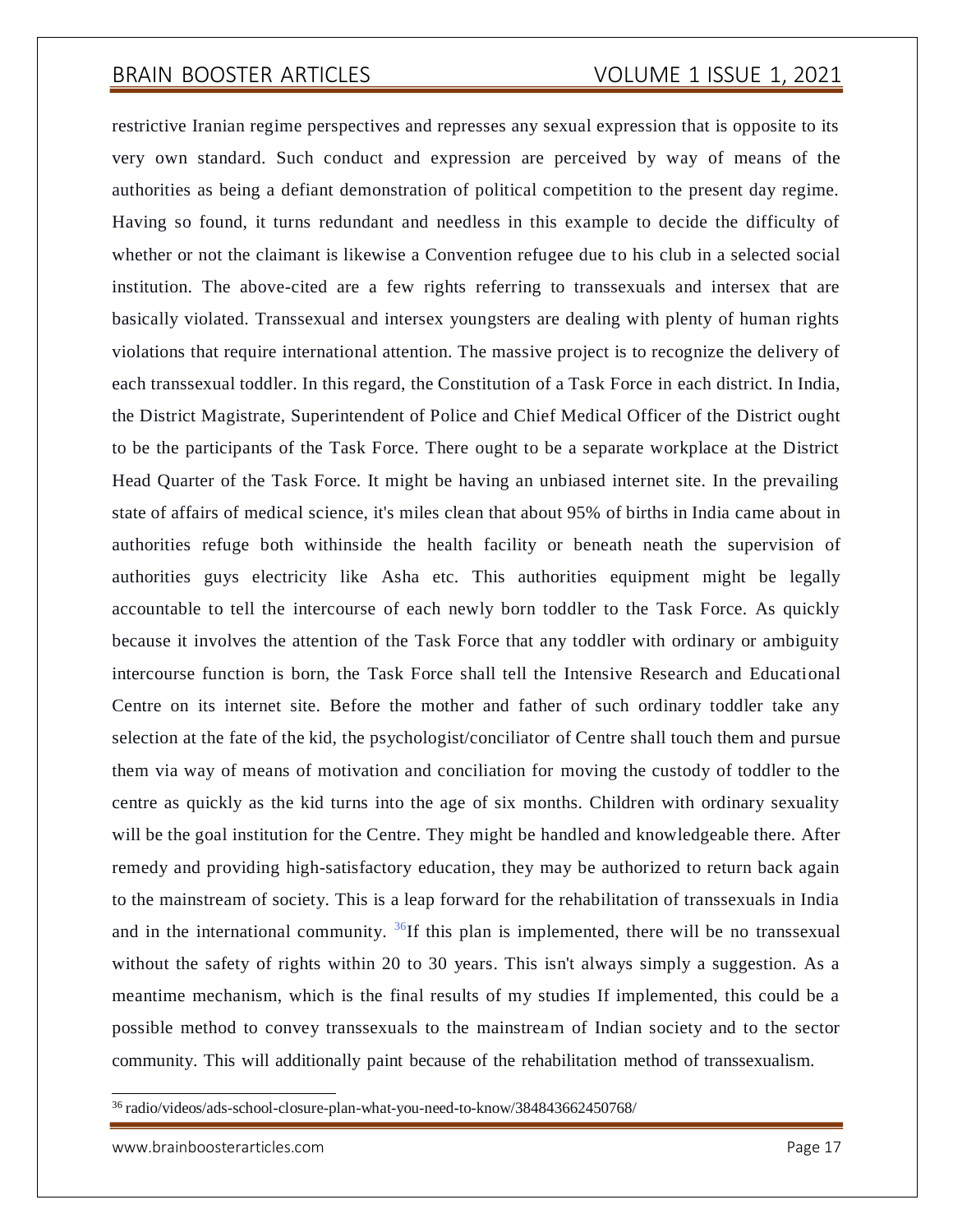restrictive Iranian regime perspectives and represses any sexual expression that is opposite to its very own standard. Such conduct and expression are perceived by way of means of the authorities as being a defiant demonstration of political competition to the present day regime. Having so found, it turns redundant and needless in this example to decide the difficulty of whether or not the claimant is likewise a Convention refugee due to his club in a selected social institution. The above-cited are a few rights referring to transsexuals and intersex that are basically violated. Transsexual and intersex youngsters are dealing with plenty of human rights violations that require international attention. The massive project is to recognize the delivery of each transsexual toddler. In this regard, the Constitution of a Task Force in each district. In India, the District Magistrate, Superintendent of Police and Chief Medical Officer of the District ought to be the participants of the Task Force. There ought to be a separate workplace at the District Head Quarter of the Task Force. It might be having an unbiased internet site. In the prevailing state of affairs of medical science, it's miles clean that about 95% of births in India came about in authorities refuge both withinside the health facility or beneath neath the supervision of authorities guys electricity like Asha etc. This authorities equipment might be legally accountable to tell the intercourse of each newly born toddler to the Task Force. As quickly because it involves the attention of the Task Force that any toddler with ordinary or ambiguity intercourse function is born, the Task Force shall tell the Intensive Research and Educational Centre on its internet site. Before the mother and father of such ordinary toddler take any selection at the fate of the kid, the psychologist/conciliator of Centre shall touch them and pursue them via way of means of motivation and conciliation for moving the custody of toddler to the centre as quickly as the kid turns into the age of six months. Children with ordinary sexuality will be the goal institution for the Centre. They might be handled and knowledgeable there. After remedy and providing high-satisfactory education, they may be authorized to return back again to the mainstream of society. This is a leap forward for the rehabilitation of transsexuals in India and in the international community. [36]If this plan is implemented, there will be no transsexual without the safety of rights within 20 to 30 years. This isn't always simply a suggestion. As a meantime mechanism, which is the final results of my studies If implemented, this could be a possible method to convey transsexuals to the mainstream of Indian society and to the sector community. This will additionally paint because of the rehabilitation method of transsexualism.

[36] radio/videos/ads-school-closure-plan-what-you-need-to-know/384843662450768/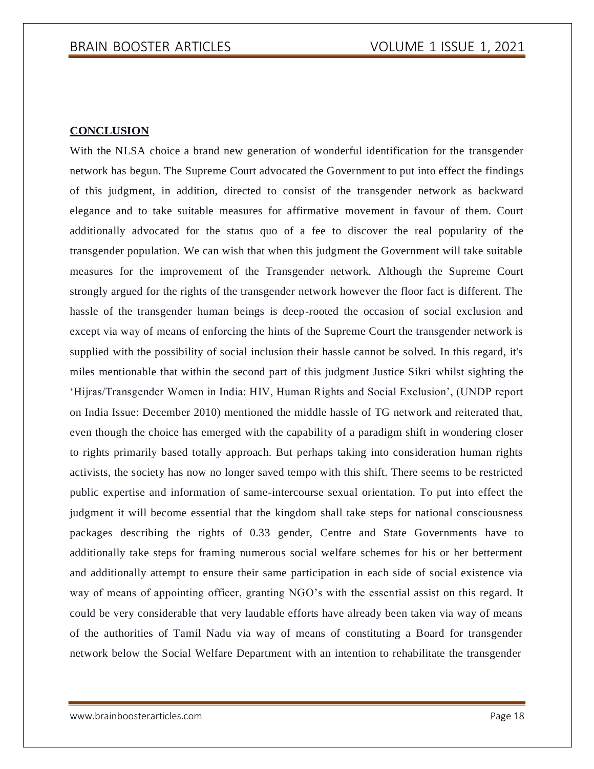## CONCLUSION

With the NLSA choice a brand new generation of wonderful identification for the transgender network has begun. The Supreme Court advocated the Government to put into effect the findings of this judgment, in addition, directed to consist of the transgender network as backward elegance and to take suitable measures for affirmative movement in favour of them. Court additionally advocated for the status quo of a fee to discover the real popularity of the transgender population. We can wish that when this judgment the Government will take suitable measures for the improvement of the Transgender network. Although the Supreme Court strongly argued for the rights of the transgender network however the floor fact is different. The hassle of the transgender human beings is deep-rooted the occasion of social exclusion and except via way of means of enforcing the hints of the Supreme Court the transgender network is supplied with the possibility of social inclusion their hassle cannot be solved. In this regard, it's miles mentionable that within the second part of this judgment Justice Sikri whilst sighting the 'Hijras/Transgender Women in India: HIV, Human Rights and Social Exclusion', (UNDP report on India Issue: December 2010) mentioned the middle hassle of TG network and reiterated that, even though the choice has emerged with the capability of a paradigm shift in wondering closer to rights primarily based totally approach. But perhaps taking into consideration human rights activists, the society has now no longer saved tempo with this shift. There seems to be restricted public expertise and information of same-intercourse sexual orientation. To put into effect the judgment it will become essential that the kingdom shall take steps for national consciousness packages describing the rights of 0.33 gender, Centre and State Governments have to additionally take steps for framing numerous social welfare schemes for his or her betterment and additionally attempt to ensure their same participation in each side of social existence via way of means of appointing officer, granting NGO's with the essential assist on this regard. It could be very considerable that very laudable efforts have already been taken via way of means of the authorities of Tamil Nadu via way of means of constituting a Board for transgender network below the Social Welfare Department with an intention to rehabilitate the transgender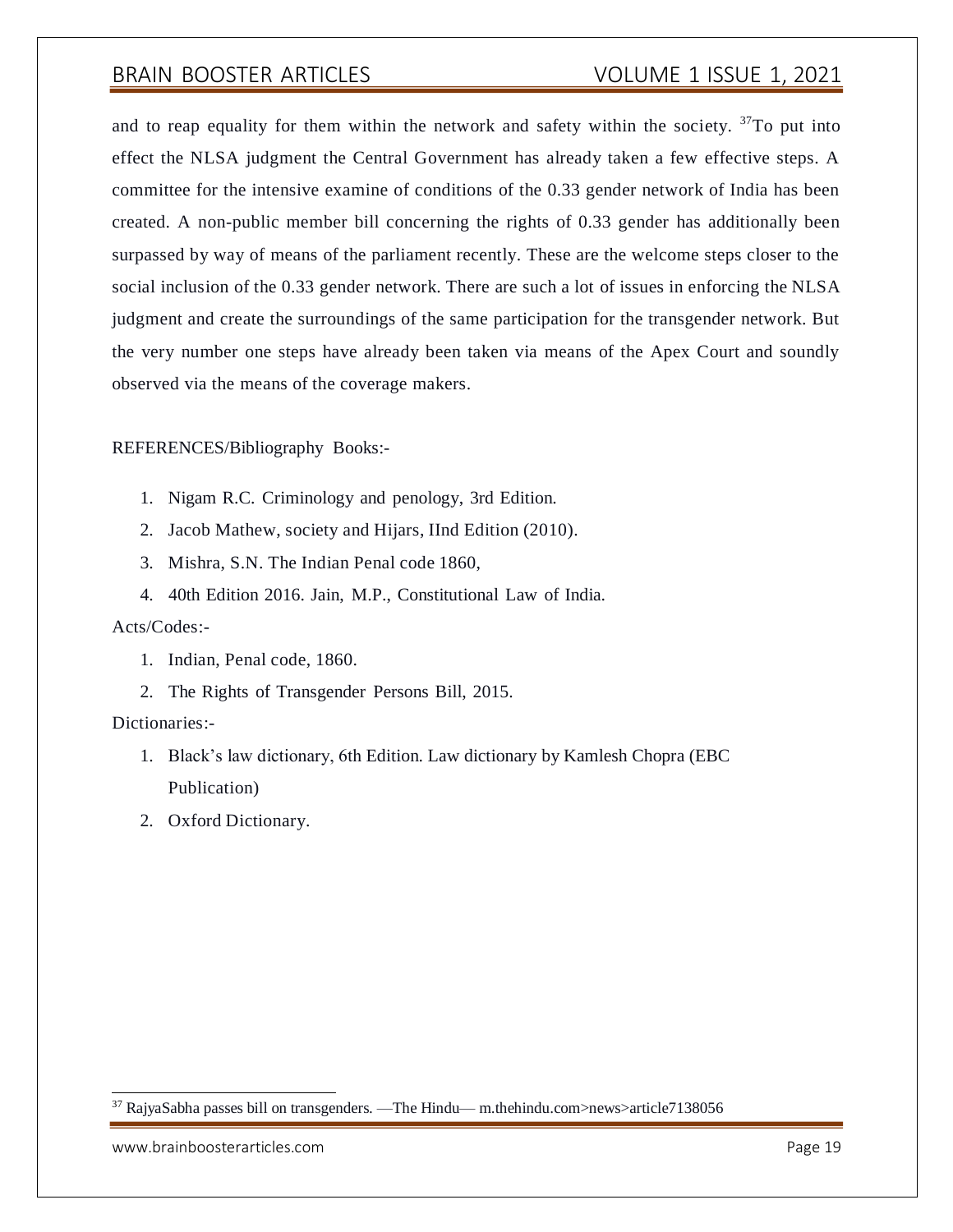and to reap equality for them within the network and safety within the society. [37]To put into effect the NLSA judgment the Central Government has already taken a few effective steps. A committee for the intensive examine of conditions of the 0.33 gender network of India has been created. A non-public member bill concerning the rights of 0.33 gender has additionally been surpassed by way of means of the parliament recently. These are the welcome steps closer to the social inclusion of the 0.33 gender network. There are such a lot of issues in enforcing the NLSA judgment and create the surroundings of the same participation for the transgender network. But the very number one steps have already been taken via means of the Apex Court and soundly observed via the means of the coverage makers.

REFERENCES/Bibliography Books:-

1. Nigam R.C. Criminology and penology, 3rd Edition.
2. Jacob Mathew, society and Hijars, IInd Edition (2010).
3. Mishra, S.N. The Indian Penal code 1860,
4. 40th Edition 2016. Jain, M.P., Constitutional Law of India.

Acts/Codes:-

1. Indian, Penal code, 1860.
2. The Rights of Transgender Persons Bill, 2015.

Dictionaries:-

1. Black's law dictionary, 6th Edition. Law dictionary by Kamlesh Chopra (EBC Publication)
2. Oxford Dictionary.

---

[37] RajyaSabha passes bill on transgenders. —The Hindu— m.thehindu.com>news>article7138056